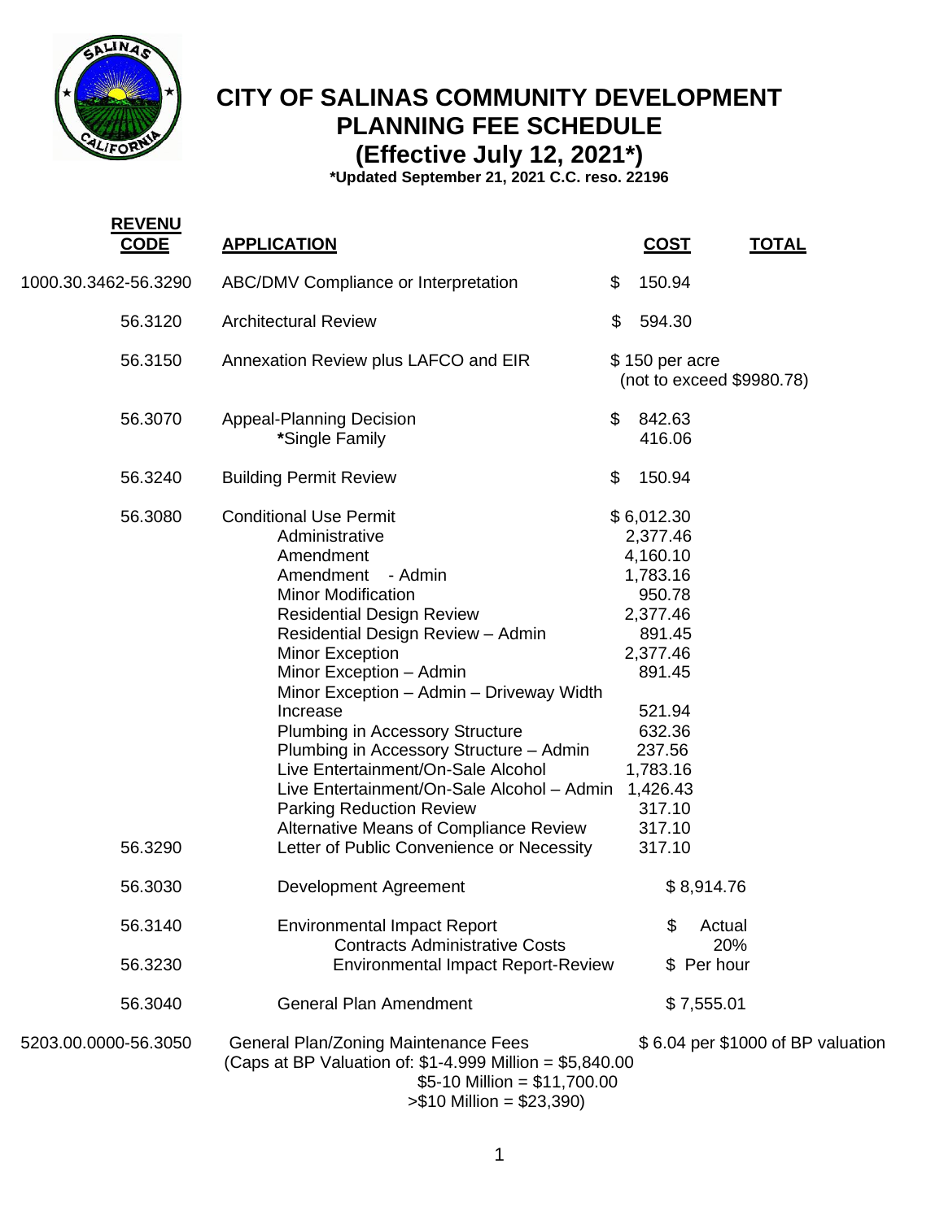# CITY OF SALINAS COMMUNITY DEVELOPMENT
## PLANNING FEE SCHEDULE
### (Effective July 12, 2021*)
**\*Updated September 21, 2021 C.C. reso. 22196**

| REVENU CODE | APPLICATION | COST | TOTAL |
|---|---|---|---|
| 1000.30.3462-56.3290 | ABC/DMV Compliance or Interpretation | $ 150.94 | |
| 56.3120 | Architectural Review | $ 594.30 | |
| 56.3150 | Annexation Review plus LAFCO and EIR | $ 150 per acre (not to exceed $9980.78) | |
| 56.3070 | Appeal-Planning Decision | $ 842.63 | |
| | **\***Single Family | 416.06 | |
| 56.3240 | Building Permit Review | $ 150.94 | |
| 56.3080 | Conditional Use Permit | $ 6,012.30 | |
| | Administrative | 2,377.46 | |
| | Amendment | 4,160.10 | |
| | Amendment - Admin | 1,783.16 | |
| | Minor Modification | 950.78 | |
| | Residential Design Review | 2,377.46 | |
| | Residential Design Review – Admin | 891.45 | |
| | Minor Exception | 2,377.46 | |
| | Minor Exception – Admin | 891.45 | |
| | Minor Exception – Admin – Driveway Width Increase | 521.94 | |
| | Plumbing in Accessory Structure | 632.36 | |
| | Plumbing in Accessory Structure – Admin | 237.56 | |
| | Live Entertainment/On-Sale Alcohol | 1,783.16 | |
| | Live Entertainment/On-Sale Alcohol – Admin | 1,426.43 | |
| | Parking Reduction Review | 317.10 | |
| | Alternative Means of Compliance Review | 317.10 | |
| 56.3290 | Letter of Public Convenience or Necessity | 317.10 | |
| 56.3030 | Development Agreement | $ 8,914.76 | |
| 56.3140 | Environmental Impact Report | $ Actual | |
| | Contracts Administrative Costs | 20% | |
| 56.3230 | Environmental Impact Report-Review | $ Per hour | |
| 56.3040 | General Plan Amendment | $ 7,555.01 | |
| 5203.00.0000-56.3050 | General Plan/Zoning Maintenance Fees (Caps at BP Valuation of: $1-4.999 Million = $5,840.00; $5-10 Million = $11,700.00; >$10 Million = $23,390) | $ 6.04 per $1000 of BP valuation | |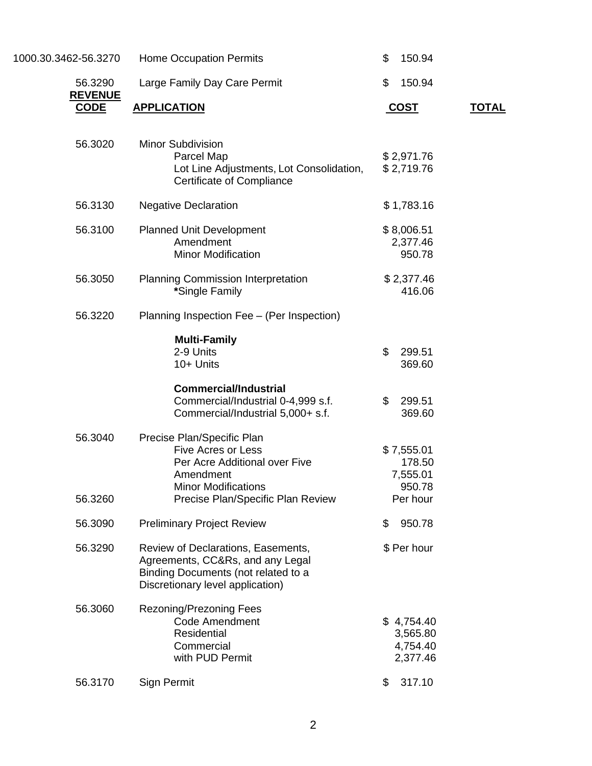| REVENUE CODE | APPLICATION | COST | TOTAL |
|---|---|---|---|
| 1000.30.3462-56.3270 | Home Occupation Permits | $ 150.94 | |
| 56.3290 | Large Family Day Care Permit | $ 150.94 | |
| 56.3020 | Minor Subdivision | | |
| | Parcel Map | $ 2,971.76 | |
| | Lot Line Adjustments, Lot Consolidation, Certificate of Compliance | $ 2,719.76 | |
| 56.3130 | Negative Declaration | $ 1,783.16 | |
| 56.3100 | Planned Unit Development | $ 8,006.51 | |
| | Amendment | 2,377.46 | |
| | Minor Modification | 950.78 | |
| 56.3050 | Planning Commission Interpretation | $ 2,377.46 | |
| | **\***Single Family | 416.06 | |
| 56.3220 | Planning Inspection Fee – (Per Inspection) | | |
| | **Multi-Family** | | |
| | 2-9 Units | $ 299.51 | |
| | 10+ Units | 369.60 | |
| | **Commercial/Industrial** | | |
| | Commercial/Industrial 0-4,999 s.f. | $ 299.51 | |
| | Commercial/Industrial 5,000+ s.f. | 369.60 | |
| 56.3040 | Precise Plan/Specific Plan | | |
| | Five Acres or Less | $ 7,555.01 | |
| | Per Acre Additional over Five | 178.50 | |
| | Amendment | 7,555.01 | |
| | Minor Modifications | 950.78 | |
| 56.3260 | Precise Plan/Specific Plan Review | Per hour | |
| 56.3090 | Preliminary Project Review | $ 950.78 | |
| 56.3290 | Review of Declarations, Easements, Agreements, CC&Rs, and any Legal Binding Documents (not related to a Discretionary level application) | $ Per hour | |
| 56.3060 | Rezoning/Prezoning Fees | | |
| | Code Amendment | $ 4,754.40 | |
| | Residential | 3,565.80 | |
| | Commercial | 4,754.40 | |
| | with PUD Permit | 2,377.46 | |
| 56.3170 | Sign Permit | $ 317.10 | |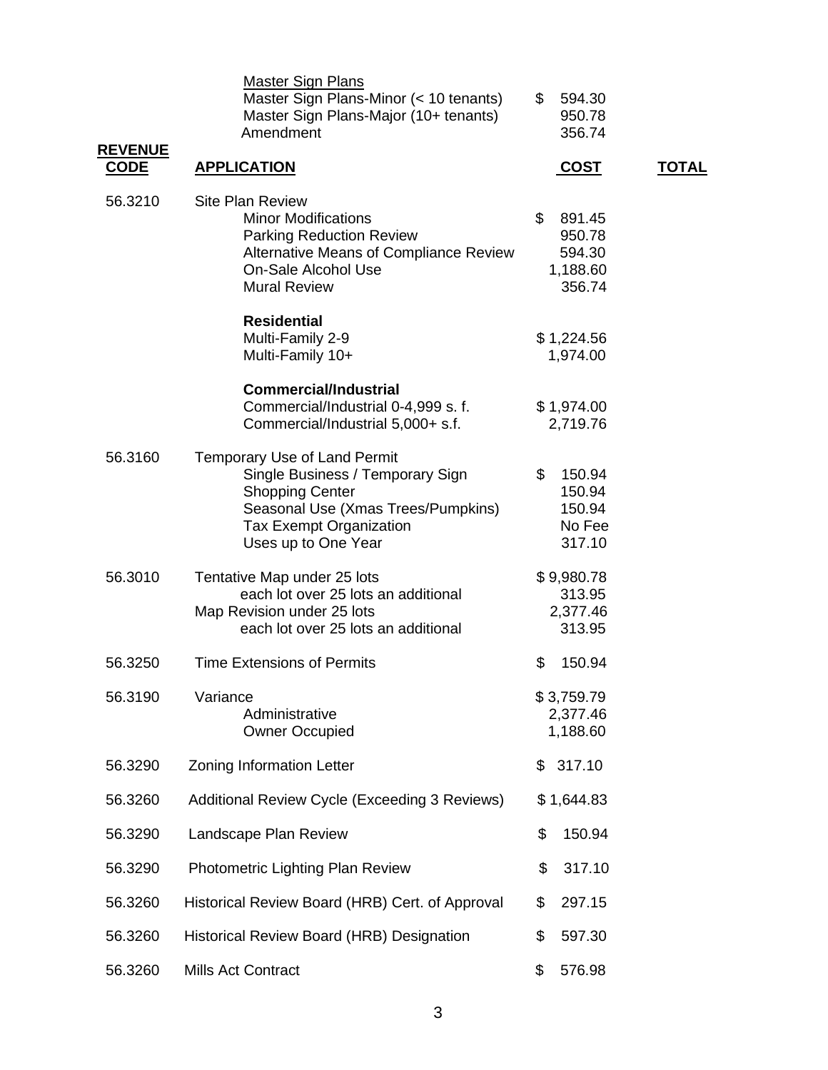| REVENUE CODE | APPLICATION | COST | TOTAL |
|---|---|---|---|
| | Master Sign Plans | | |
| | Master Sign Plans-Minor (< 10 tenants) | $ 594.30 | |
| | Master Sign Plans-Major (10+ tenants) | 950.78 | |
| | Amendment | 356.74 | |
| 56.3210 | Site Plan Review | | |
| | Minor Modifications | $ 891.45 | |
| | Parking Reduction Review | 950.78 | |
| | Alternative Means of Compliance Review | 594.30 | |
| | On-Sale Alcohol Use | 1,188.60 | |
| | Mural Review | 356.74 | |
| | **Residential** | | |
| | Multi-Family 2-9 | $ 1,224.56 | |
| | Multi-Family 10+ | 1,974.00 | |
| | **Commercial/Industrial** | | |
| | Commercial/Industrial 0-4,999 s. f. | $ 1,974.00 | |
| | Commercial/Industrial 5,000+ s.f. | 2,719.76 | |
| 56.3160 | Temporary Use of Land Permit | | |
| | Single Business / Temporary Sign | $ 150.94 | |
| | Shopping Center | 150.94 | |
| | Seasonal Use (Xmas Trees/Pumpkins) | 150.94 | |
| | Tax Exempt Organization | No Fee | |
| | Uses up to One Year | 317.10 | |
| 56.3010 | Tentative Map under 25 lots | $ 9,980.78 | |
| | each lot over 25 lots an additional | 313.95 | |
| | Map Revision under 25 lots | 2,377.46 | |
| | each lot over 25 lots an additional | 313.95 | |
| 56.3250 | Time Extensions of Permits | $ 150.94 | |
| 56.3190 | Variance | $ 3,759.79 | |
| | Administrative | 2,377.46 | |
| | Owner Occupied | 1,188.60 | |
| 56.3290 | Zoning Information Letter | $ 317.10 | |
| 56.3260 | Additional Review Cycle (Exceeding 3 Reviews) | $ 1,644.83 | |
| 56.3290 | Landscape Plan Review | $ 150.94 | |
| 56.3290 | Photometric Lighting Plan Review | $ 317.10 | |
| 56.3260 | Historical Review Board (HRB) Cert. of Approval | $ 297.15 | |
| 56.3260 | Historical Review Board (HRB) Designation | $ 597.30 | |
| 56.3260 | Mills Act Contract | $ 576.98 | |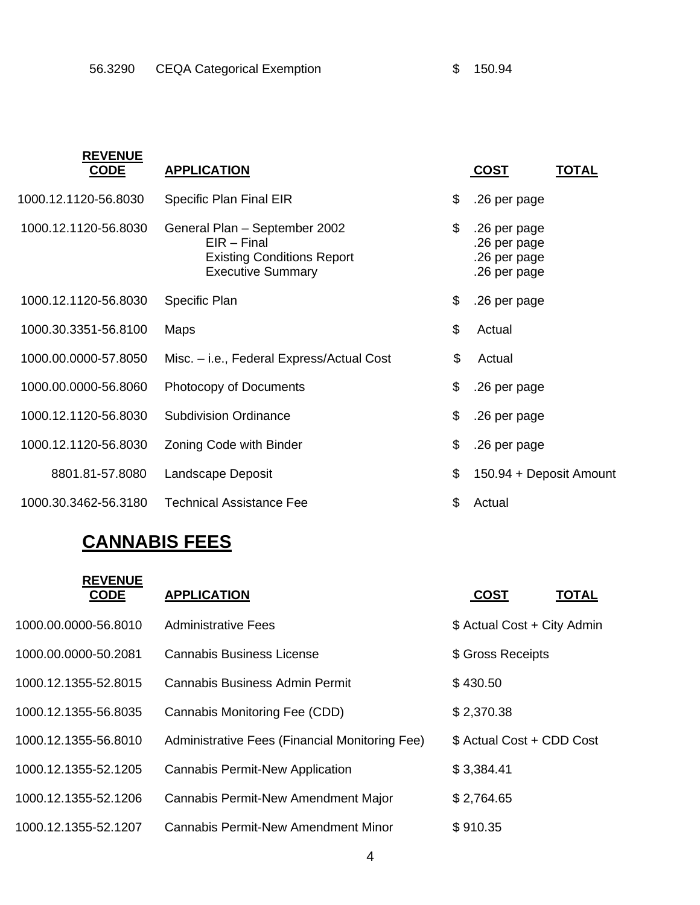| | | | |
|---|---|---|---|
| 56.3290 | CEQA Categorical Exemption | $ 150.94 | |

| REVENUE CODE | APPLICATION | COST | TOTAL |
|---|---|---|---|
| 1000.12.1120-56.8030 | Specific Plan Final EIR | $ .26 per page | |
| 1000.12.1120-56.8030 | General Plan – September 2002<br>EIR – Final<br>Existing Conditions Report<br>Executive Summary | $ .26 per page<br>.26 per page<br>.26 per page<br>.26 per page | |
| 1000.12.1120-56.8030 | Specific Plan | $ .26 per page | |
| 1000.30.3351-56.8100 | Maps | $ Actual | |
| 1000.00.0000-57.8050 | Misc. – i.e., Federal Express/Actual Cost | $ Actual | |
| 1000.00.0000-56.8060 | Photocopy of Documents | $ .26 per page | |
| 1000.12.1120-56.8030 | Subdivision Ordinance | $ .26 per page | |
| 1000.12.1120-56.8030 | Zoning Code with Binder | $ .26 per page | |
| 8801.81-57.8080 | Landscape Deposit | $ 150.94 + Deposit Amount | |
| 1000.30.3462-56.3180 | Technical Assistance Fee | $ Actual | |

## CANNABIS FEES

| REVENUE CODE | APPLICATION | COST | TOTAL |
|---|---|---|---|
| 1000.00.0000-56.8010 | Administrative Fees | $ Actual Cost + City Admin | |
| 1000.00.0000-50.2081 | Cannabis Business License | $ Gross Receipts | |
| 1000.12.1355-52.8015 | Cannabis Business Admin Permit | $ 430.50 | |
| 1000.12.1355-56.8035 | Cannabis Monitoring Fee (CDD) | $ 2,370.38 | |
| 1000.12.1355-56.8010 | Administrative Fees (Financial Monitoring Fee) | $ Actual Cost + CDD Cost | |
| 1000.12.1355-52.1205 | Cannabis Permit-New Application | $ 3,384.41 | |
| 1000.12.1355-52.1206 | Cannabis Permit-New Amendment Major | $ 2,764.65 | |
| 1000.12.1355-52.1207 | Cannabis Permit-New Amendment Minor | $ 910.35 | |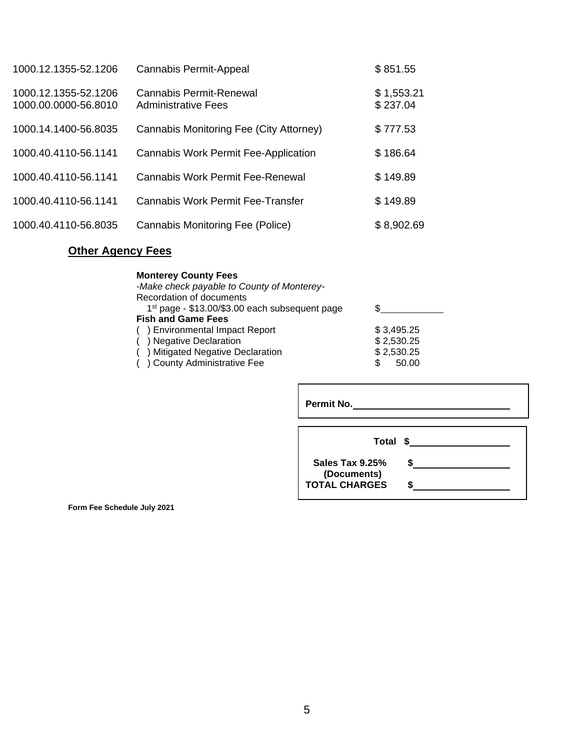| | | |
|---|---|---|
| 1000.12.1355-52.1206 | Cannabis Permit-Appeal | $ 851.55 |
| 1000.12.1355-52.1206 | Cannabis Permit-Renewal | $ 1,553.21 |
| 1000.00.0000-56.8010 | Administrative Fees | $ 237.04 |
| 1000.14.1400-56.8035 | Cannabis Monitoring Fee (City Attorney) | $ 777.53 |
| 1000.40.4110-56.1141 | Cannabis Work Permit Fee-Application | $ 186.64 |
| 1000.40.4110-56.1141 | Cannabis Work Permit Fee-Renewal | $ 149.89 |
| 1000.40.4110-56.1141 | Cannabis Work Permit Fee-Transfer | $ 149.89 |
| 1000.40.4110-56.8035 | Cannabis Monitoring Fee (Police) | $ 8,902.69 |

## Other Agency Fees

**Monterey County Fees**
*-Make check payable to County of Monterey-*
Recordation of documents
1st page - $13.00/$3.00 each subsequent page $\_\_\_\_\_\_\_\_\_\_

**Fish and Game Fees**

| | |
|---|---|
| ( ) Environmental Impact Report | $ 3,495.25 |
| ( ) Negative Declaration | $ 2,530.25 |
| ( ) Mitigated Negative Declaration | $ 2,530.25 |
| ( ) County Administrative Fee | $ 50.00 |

**Permit No.** \_\_\_\_\_\_\_\_\_\_\_\_\_\_\_\_\_\_\_\_

| | |
|---|---|
| **Total** | **$** \_\_\_\_\_\_\_\_\_\_\_\_\_\_\_\_ |
| **Sales Tax 9.25% (Documents)** | **$** \_\_\_\_\_\_\_\_\_\_\_\_\_\_\_\_ |
| **TOTAL CHARGES** | **$** \_\_\_\_\_\_\_\_\_\_\_\_\_\_\_\_ |

**Form Fee Schedule July 2021**